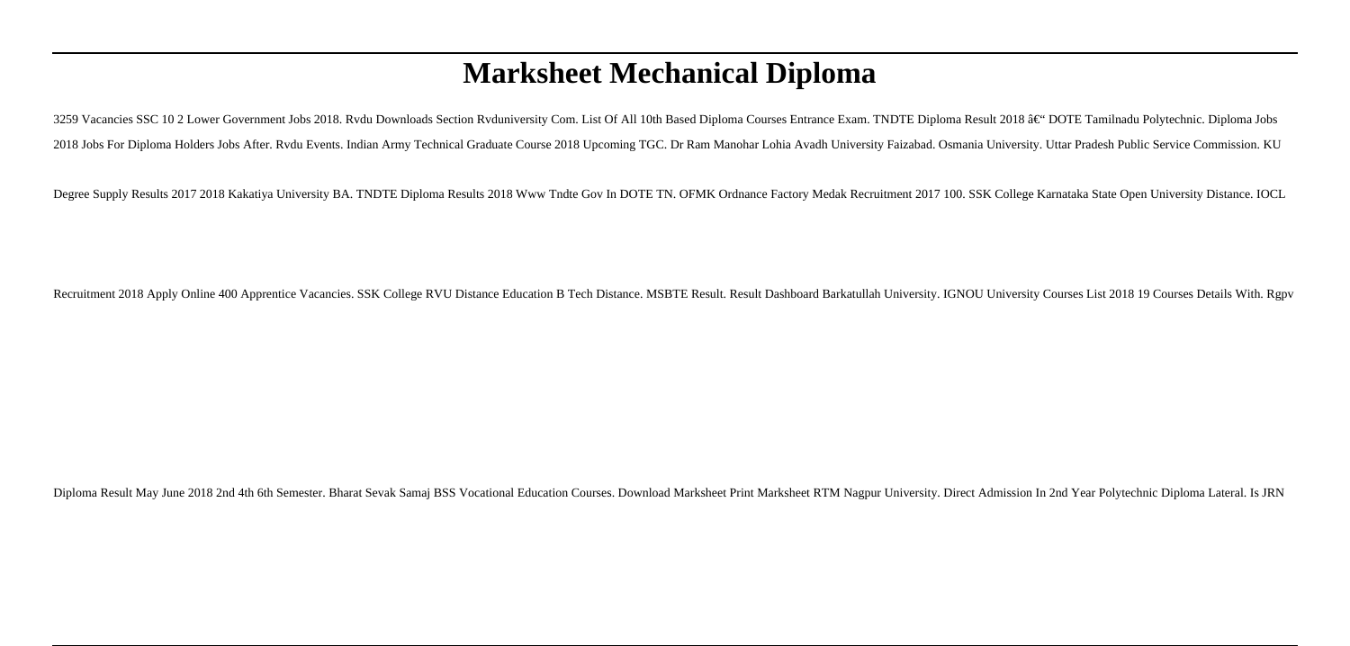# Marksheet Mechanical Diploma

3259 Vacancies SSC 10 2 Lower Government Jobs 2018. Rvdu Downloads Section Rvduniversity Com. List Of All 10th Based Diploma Courses Entrance Exam. TNDTE Diploma Result 2018 â€“ DOTE Tamilnadu Polytechnic. Diploma Jobs 2018 Jobs For Diploma Holders Jobs After. Rvdu Events. Indian Army Technical Graduate Course 2018 Upcoming TGC. Dr Ram Manohar Lohia Avadh University Faizabad. Osmania University. Uttar Pradesh Public Service Commission. KU Degree Supply Results 2017 2018 Kakatiya University BA. TNDTE Diploma Results 2018 Www Tndte Gov In DOTE TN. OFMK Ordnance Factory Medak Recruitment 2017 100. SSK College Karnataka State Open University Distance. IOCL Recruitment 2018 Apply Online 400 Apprentice Vacancies. SSK College RVU Distance Education B Tech Distance. MSBTE Result. Result Dashboard Barkatullah University. IGNOU University Courses List 2018 19 Courses Details With. Rgpv Diploma Result May June 2018 2nd 4th 6th Semester. Bharat Sevak Samaj BSS Vocational Education Courses. Download Marksheet Print Marksheet RTM Nagpur University. Direct Admission In 2nd Year Polytechnic Diploma Lateral. Is JRN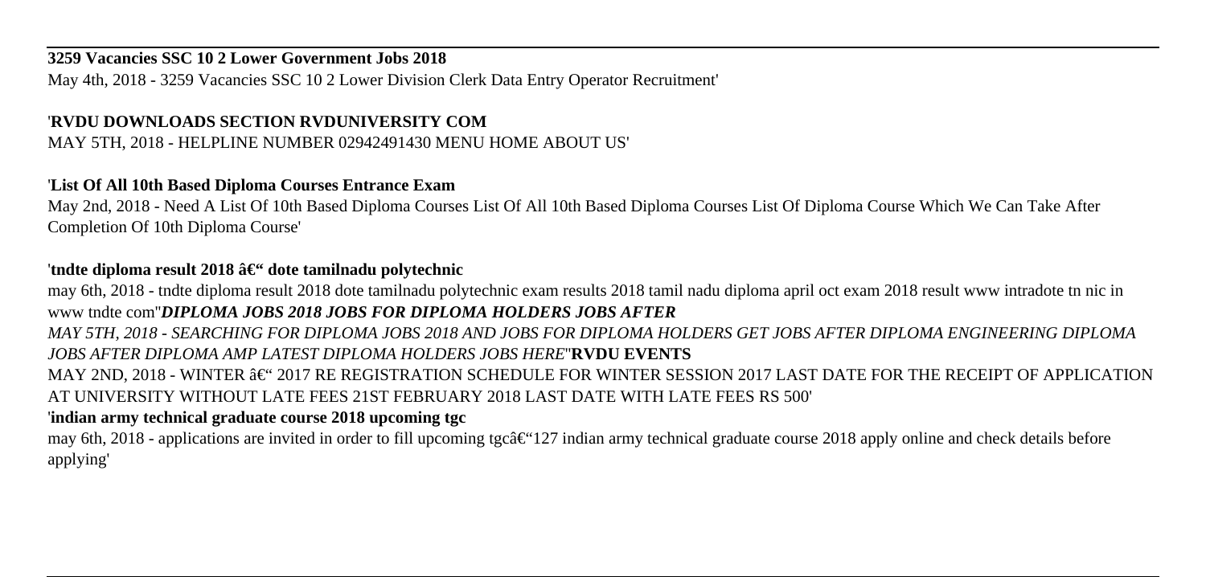**3259 Vacancies SSC 10 2 Lower Government Jobs 2018**
May 4th, 2018 - 3259 Vacancies SSC 10 2 Lower Division Clerk Data Entry Operator Recruitment'

'**RVDU DOWNLOADS SECTION RVDUNIVERSITY COM**
MAY 5TH, 2018 - HELPLINE NUMBER 02942491430 MENU HOME ABOUT US'

'**List Of All 10th Based Diploma Courses Entrance Exam**
May 2nd, 2018 - Need A List Of 10th Based Diploma Courses List Of All 10th Based Diploma Courses List Of Diploma Course Which We Can Take After Completion Of 10th Diploma Course'

'**tndte diploma result 2018 â€" dote tamilnadu polytechnic**
may 6th, 2018 - tndte diploma result 2018 dote tamilnadu polytechnic exam results 2018 tamil nadu diploma april oct exam 2018 result www intradote tn nic in www tndte com''***DIPLOMA JOBS 2018 JOBS FOR DIPLOMA HOLDERS JOBS AFTER***
*MAY 5TH, 2018 - SEARCHING FOR DIPLOMA JOBS 2018 AND JOBS FOR DIPLOMA HOLDERS GET JOBS AFTER DIPLOMA ENGINEERING DIPLOMA JOBS AFTER DIPLOMA AMP LATEST DIPLOMA HOLDERS JOBS HERE*''**RVDU EVENTS**
MAY 2ND, 2018 - WINTER â€" 2017 RE REGISTRATION SCHEDULE FOR WINTER SESSION 2017 LAST DATE FOR THE RECEIPT OF APPLICATION AT UNIVERSITY WITHOUT LATE FEES 21ST FEBRUARY 2018 LAST DATE WITH LATE FEES RS 500'
'**indian army technical graduate course 2018 upcoming tgc**
may 6th, 2018 - applications are invited in order to fill upcoming tgcâ€"127 indian army technical graduate course 2018 apply online and check details before applying'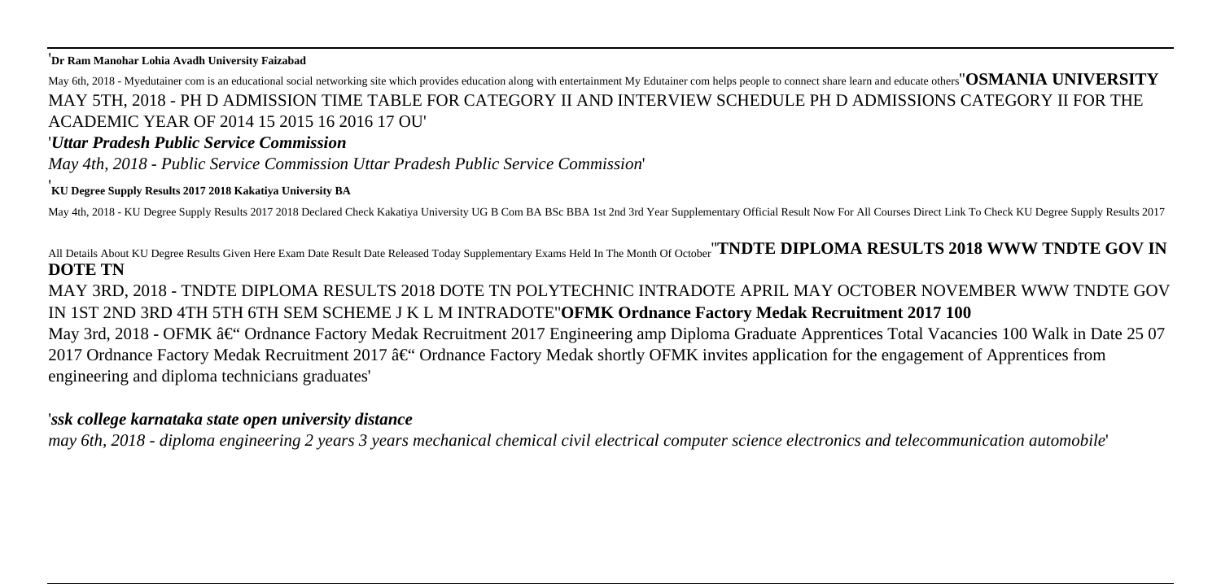'**Dr Ram Manohar Lohia Avadh University Faizabad**

May 6th, 2018 - Myedutainer com is an educational social networking site which provides education along with entertainment My Edutainer com helps people to connect share learn and educate others''**OSMANIA UNIVERSITY**
MAY 5TH, 2018 - PH D ADMISSION TIME TABLE FOR CATEGORY II AND INTERVIEW SCHEDULE PH D ADMISSIONS CATEGORY II FOR THE ACADEMIC YEAR OF 2014 15 2015 16 2016 17 OU'

'***Uttar Pradesh Public Service Commission***

*May 4th, 2018 - Public Service Commission Uttar Pradesh Public Service Commission*'

'**KU Degree Supply Results 2017 2018 Kakatiya University BA**

May 4th, 2018 - KU Degree Supply Results 2017 2018 Declared Check Kakatiya University UG B Com BA BSc BBA 1st 2nd 3rd Year Supplementary Official Result Now For All Courses Direct Link To Check KU Degree Supply Results 2017 All Details About KU Degree Results Given Here Exam Date Result Date Released Today Supplementary Exams Held In The Month Of October''**TNDTE DIPLOMA RESULTS 2018 WWW TNDTE GOV IN DOTE TN**

MAY 3RD, 2018 - TNDTE DIPLOMA RESULTS 2018 DOTE TN POLYTECHNIC INTRADOTE APRIL MAY OCTOBER NOVEMBER WWW TNDTE GOV IN 1ST 2ND 3RD 4TH 5TH 6TH SEM SCHEME J K L M INTRADOTE''**OFMK Ordnance Factory Medak Recruitment 2017 100**

May 3rd, 2018 - OFMK â€" Ordnance Factory Medak Recruitment 2017 Engineering amp Diploma Graduate Apprentices Total Vacancies 100 Walk in Date 25 07 2017 Ordnance Factory Medak Recruitment 2017 â€" Ordnance Factory Medak shortly OFMK invites application for the engagement of Apprentices from engineering and diploma technicians graduates'

'***ssk college karnataka state open university distance***

*may 6th, 2018 - diploma engineering 2 years 3 years mechanical chemical civil electrical computer science electronics and telecommunication automobile*'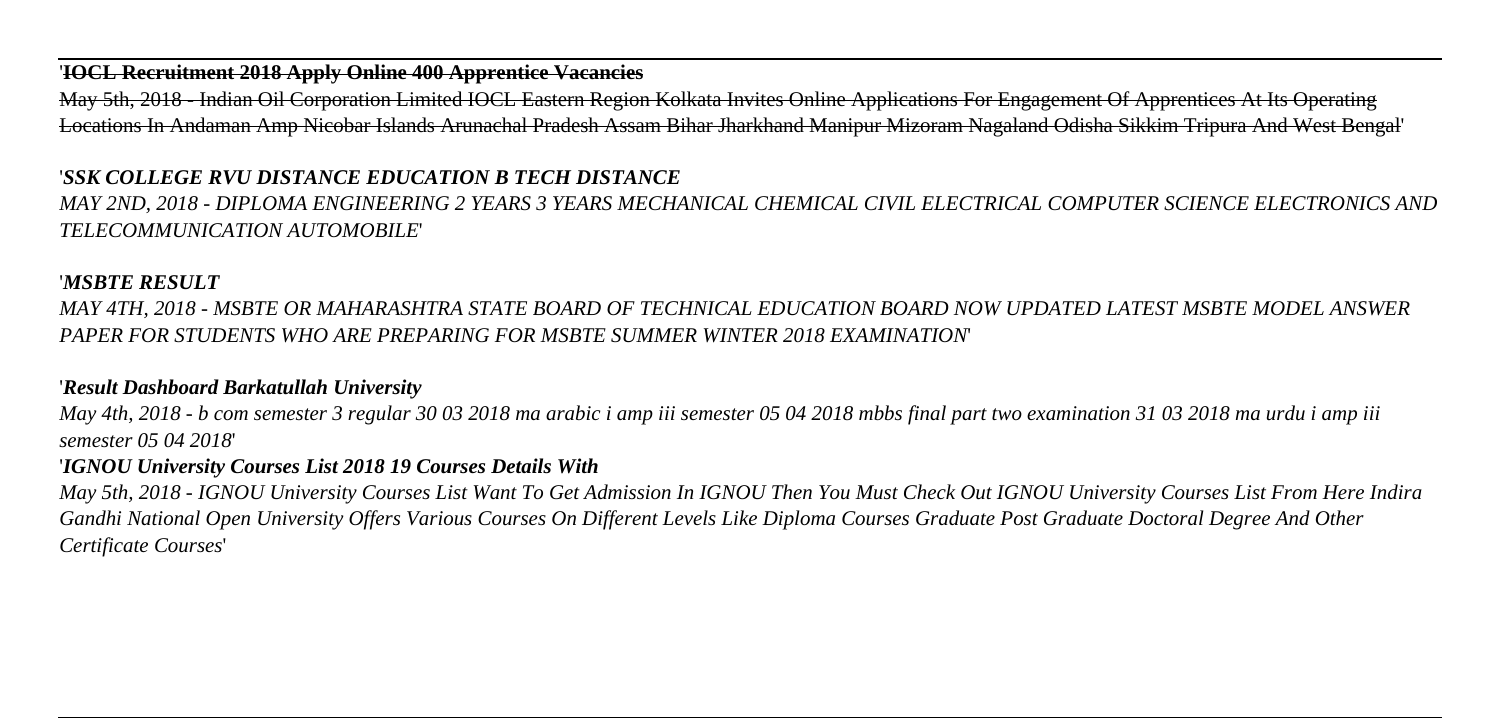'**IOCL Recruitment 2018 Apply Online 400 Apprentice Vacancies**

May 5th, 2018 - Indian Oil Corporation Limited IOCL Eastern Region Kolkata Invites Online Applications For Engagement Of Apprentices At Its Operating Locations In Andaman Amp Nicobar Islands Arunachal Pradesh Assam Bihar Jharkhand Manipur Mizoram Nagaland Odisha Sikkim Tripura And West Bengal'

'***SSK COLLEGE RVU DISTANCE EDUCATION B TECH DISTANCE***

*MAY 2ND, 2018 - DIPLOMA ENGINEERING 2 YEARS 3 YEARS MECHANICAL CHEMICAL CIVIL ELECTRICAL COMPUTER SCIENCE ELECTRONICS AND TELECOMMUNICATION AUTOMOBILE*'

'***MSBTE RESULT***

*MAY 4TH, 2018 - MSBTE OR MAHARASHTRA STATE BOARD OF TECHNICAL EDUCATION BOARD NOW UPDATED LATEST MSBTE MODEL ANSWER PAPER FOR STUDENTS WHO ARE PREPARING FOR MSBTE SUMMER WINTER 2018 EXAMINATION*'

'***Result Dashboard Barkatullah University***

*May 4th, 2018 - b com semester 3 regular 30 03 2018 ma arabic i amp iii semester 05 04 2018 mbbs final part two examination 31 03 2018 ma urdu i amp iii semester 05 04 2018*'

'***IGNOU University Courses List 2018 19 Courses Details With***

*May 5th, 2018 - IGNOU University Courses List Want To Get Admission In IGNOU Then You Must Check Out IGNOU University Courses List From Here Indira Gandhi National Open University Offers Various Courses On Different Levels Like Diploma Courses Graduate Post Graduate Doctoral Degree And Other Certificate Courses*'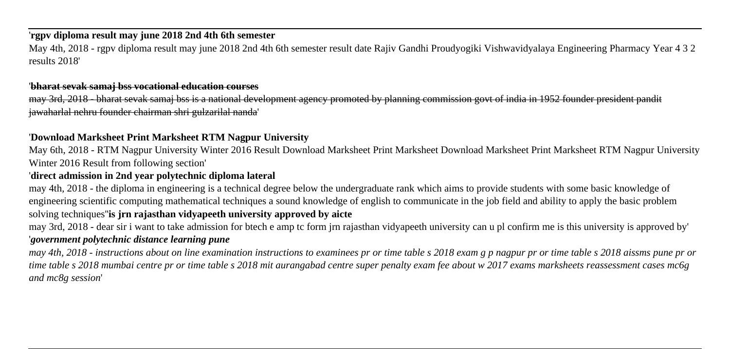'**rgpv diploma result may june 2018 2nd 4th 6th semester**

May 4th, 2018 - rgpv diploma result may june 2018 2nd 4th 6th semester result date Rajiv Gandhi Proudyogiki Vishwavidyalaya Engineering Pharmacy Year 4 3 2 results 2018'

'**bharat sevak samaj bss vocational education courses**

~~may 3rd, 2018 - bharat sevak samaj bss is a national development agency promoted by planning commission govt of india in 1952 founder president pandit jawaharlal nehru founder chairman shri gulzarilal nanda~~'

'**Download Marksheet Print Marksheet RTM Nagpur University**

May 6th, 2018 - RTM Nagpur University Winter 2016 Result Download Marksheet Print Marksheet Download Marksheet Print Marksheet RTM Nagpur University Winter 2016 Result from following section'

'**direct admission in 2nd year polytechnic diploma lateral**

may 4th, 2018 - the diploma in engineering is a technical degree below the undergraduate rank which aims to provide students with some basic knowledge of engineering scientific computing mathematical techniques a sound knowledge of english to communicate in the job field and ability to apply the basic problem solving techniques''**is jrn rajasthan vidyapeeth university approved by aicte**

may 3rd, 2018 - dear sir i want to take admission for btech e amp tc form jrn rajasthan vidyapeeth university can u pl confirm me is this university is approved by'

'***government polytechnic distance learning pune***

*may 4th, 2018 - instructions about on line examination instructions to examinees pr or time table s 2018 exam g p nagpur pr or time table s 2018 aissms pune pr or time table s 2018 mumbai centre pr or time table s 2018 mit aurangabad centre super penalty exam fee about w 2017 exams marksheets reassessment cases mc6g and mc8g session*'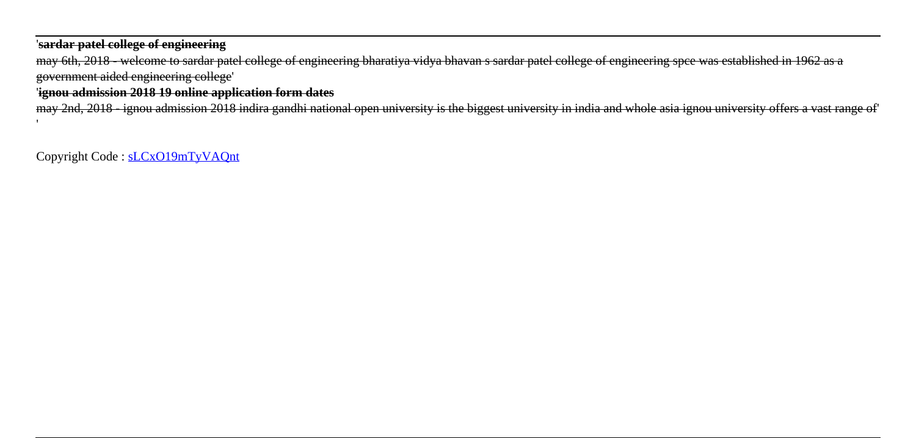'**sardar patel college of engineering**

~~may 6th, 2018 - welcome to sardar patel college of engineering bharatiya vidya bhavan s sardar patel college of engineering spce was established in 1962 as a government aided engineering college~~'

'**ignou admission 2018 19 online application form dates**

~~may 2nd, 2018 - ignou admission 2018 indira gandhi national open university is the biggest university in india and whole asia ignou university offers a vast range of~~'

'

Copyright Code : sLCxO19mTyVAQnt